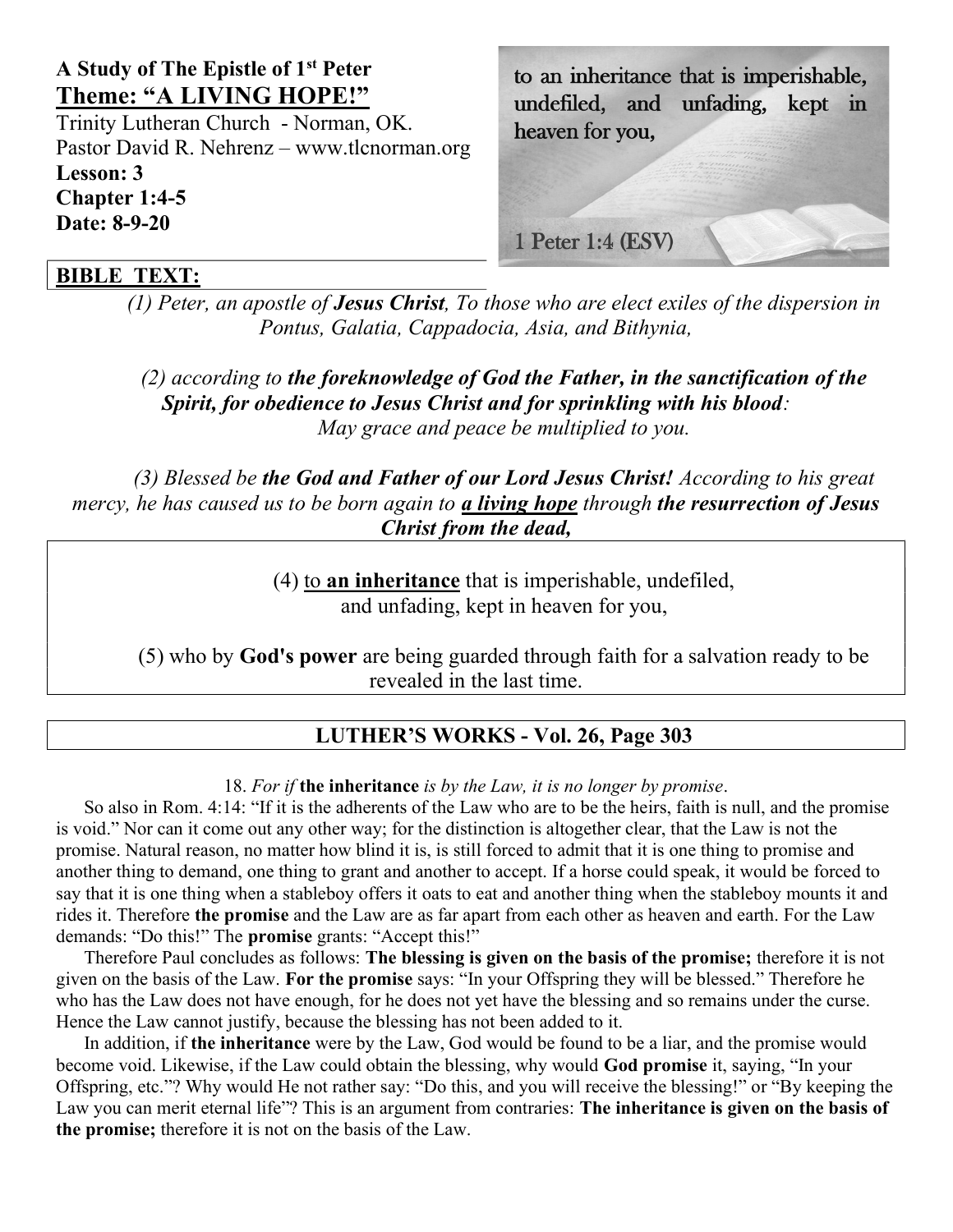**A Study of The Epistle of 1st Peter**

## Theme: "A LIVING HOPE!"

Trinity Lutheran Church - Norman, OK.
Pastor David R. Nehrenz – www.tlcnorman.org
**Lesson: 3**
**Chapter 1:4-5**
**Date: 8-9-20**

to an inheritance that is imperishable, undefiled, and unfading, kept in heaven for you,

1 Peter 1:4 (ESV)

### BIBLE TEXT:

*(1) Peter, an apostle of **Jesus Christ**, To those who are elect exiles of the dispersion in Pontus, Galatia, Cappadocia, Asia, and Bithynia,*

*(2) according to **the foreknowledge of God the Father, in the sanctification of the Spirit, for obedience to Jesus Christ and for sprinkling with his blood**: May grace and peace be multiplied to you.*

*(3) Blessed be **the God and Father of our Lord Jesus Christ!** According to his great mercy, he has caused us to be born again to **a living hope** through **the resurrection of Jesus Christ from the dead,***

(4) to **an inheritance** that is imperishable, undefiled, and unfading, kept in heaven for you,

(5) who by **God's power** are being guarded through faith for a salvation ready to be revealed in the last time.

### LUTHER'S WORKS - Vol. 26, Page 303

18. *For if* **the inheritance** *is by the Law, it is no longer by promise*.

So also in Rom. 4:14: "If it is the adherents of the Law who are to be the heirs, faith is null, and the promise is void." Nor can it come out any other way; for the distinction is altogether clear, that the Law is not the promise. Natural reason, no matter how blind it is, is still forced to admit that it is one thing to promise and another thing to demand, one thing to grant and another to accept. If a horse could speak, it would be forced to say that it is one thing when a stableboy offers it oats to eat and another thing when the stableboy mounts it and rides it. Therefore **the promise** and the Law are as far apart from each other as heaven and earth. For the Law demands: "Do this!" The **promise** grants: "Accept this!"

Therefore Paul concludes as follows: **The blessing is given on the basis of the promise;** therefore it is not given on the basis of the Law. **For the promise** says: "In your Offspring they will be blessed." Therefore he who has the Law does not have enough, for he does not yet have the blessing and so remains under the curse. Hence the Law cannot justify, because the blessing has not been added to it.

In addition, if **the inheritance** were by the Law, God would be found to be a liar, and the promise would become void. Likewise, if the Law could obtain the blessing, why would **God promise** it, saying, "In your Offspring, etc."? Why would He not rather say: "Do this, and you will receive the blessing!" or "By keeping the Law you can merit eternal life"? This is an argument from contraries: **The inheritance is given on the basis of the promise;** therefore it is not on the basis of the Law.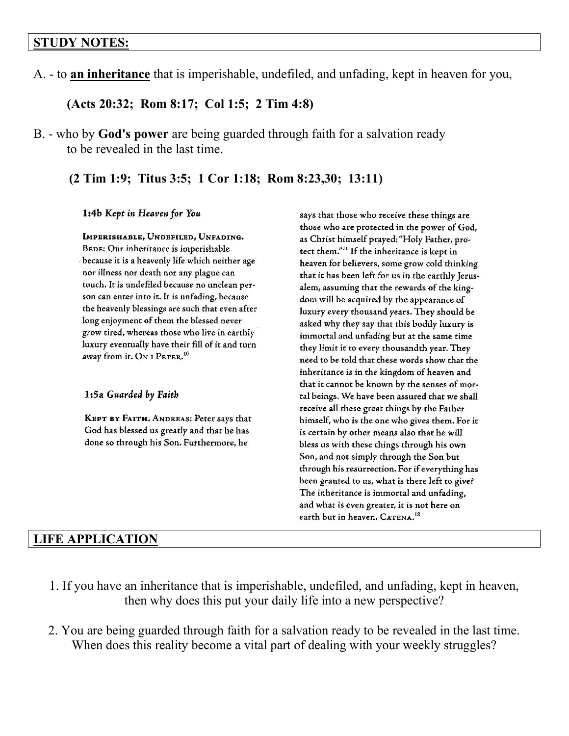## STUDY NOTES:

A. - to **an inheritance** that is imperishable, undefiled, and unfading, kept in heaven for you,

**(Acts 20:32; Rom 8:17; Col 1:5; 2 Tim 4:8)**

B. - who by **God's power** are being guarded through faith for a salvation ready to be revealed in the last time.

**(2 Tim 1:9; Titus 3:5; 1 Cor 1:18; Rom 8:23,30; 13:11)**

### 1:4b *Kept in Heaven for You*

IMPERISHABLE, UNDEFILED, UNFADING. BEDE: Our inheritance is imperishable because it is a heavenly life which neither age nor illness nor death nor any plague can touch. It is undefiled because no unclean person can enter into it. It is unfading, because the heavenly blessings are such that even after long enjoyment of them the blessed never grow tired, whereas those who live in earthly luxury eventually have their fill of it and turn away from it. ON 1 PETER.[10]

### 1:5a *Guarded by Faith*

KEPT BY FAITH. ANDREAS: Peter says that God has blessed us greatly and that he has done so through his Son. Furthermore, he says that those who receive these things are those who are protected in the power of God, as Christ himself prayed: "Holy Father, protect them."[11] If the inheritance is kept in heaven for believers, some grow cold thinking that it has been left for us in the earthly Jerusalem, assuming that the rewards of the kingdom will be acquired by the appearance of luxury every thousand years. They should be asked why they say that this bodily luxury is immortal and unfading but at the same time they limit it to every thousandth year. They need to be told that these words show that the inheritance is in the kingdom of heaven and that it cannot be known by the senses of mortal beings. We have been assured that we shall receive all these great things by the Father himself, who is the one who gives them. For it is certain by other means also that he will bless us with these things through his own Son, and not simply through the Son but through his resurrection. For if everything has been granted to us, what is there left to give? The inheritance is immortal and unfading, and what is even greater, it is not here on earth but in heaven. CATENA.[12]

## LIFE APPLICATION

1. If you have an inheritance that is imperishable, undefiled, and unfading, kept in heaven, then why does this put your daily life into a new perspective?

2. You are being guarded through faith for a salvation ready to be revealed in the last time. When does this reality become a vital part of dealing with your weekly struggles?